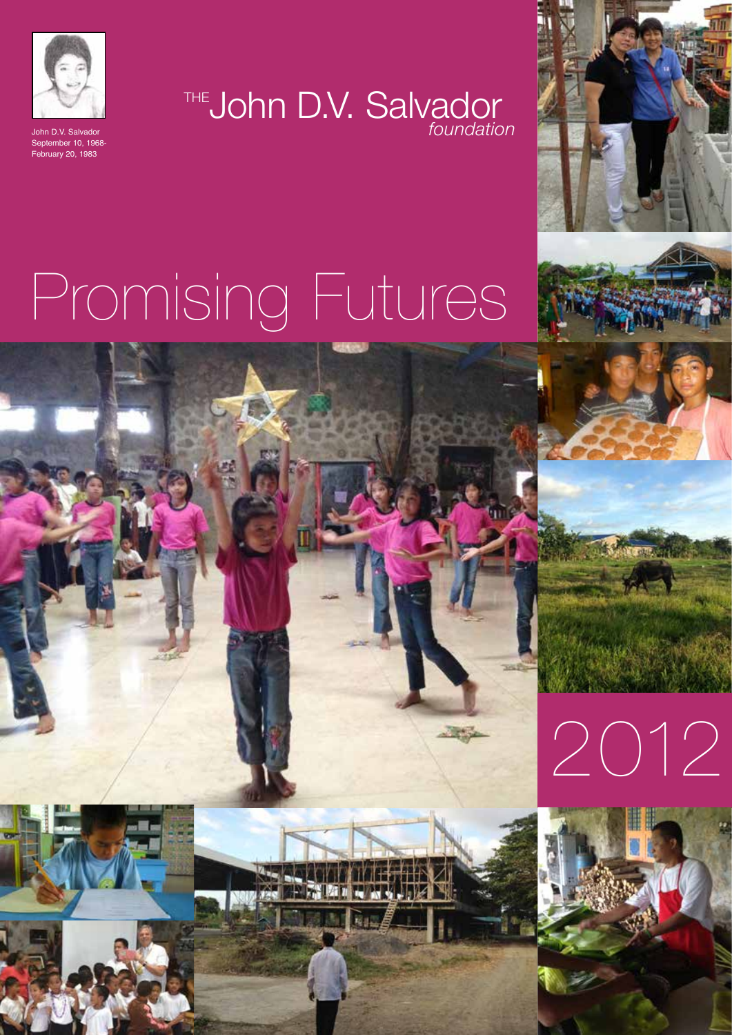John D.V. Salvador
September 10, 1968-
February 20, 1983

# THE John D.V. Salvador *foundation*

# Promising Futures

# 2012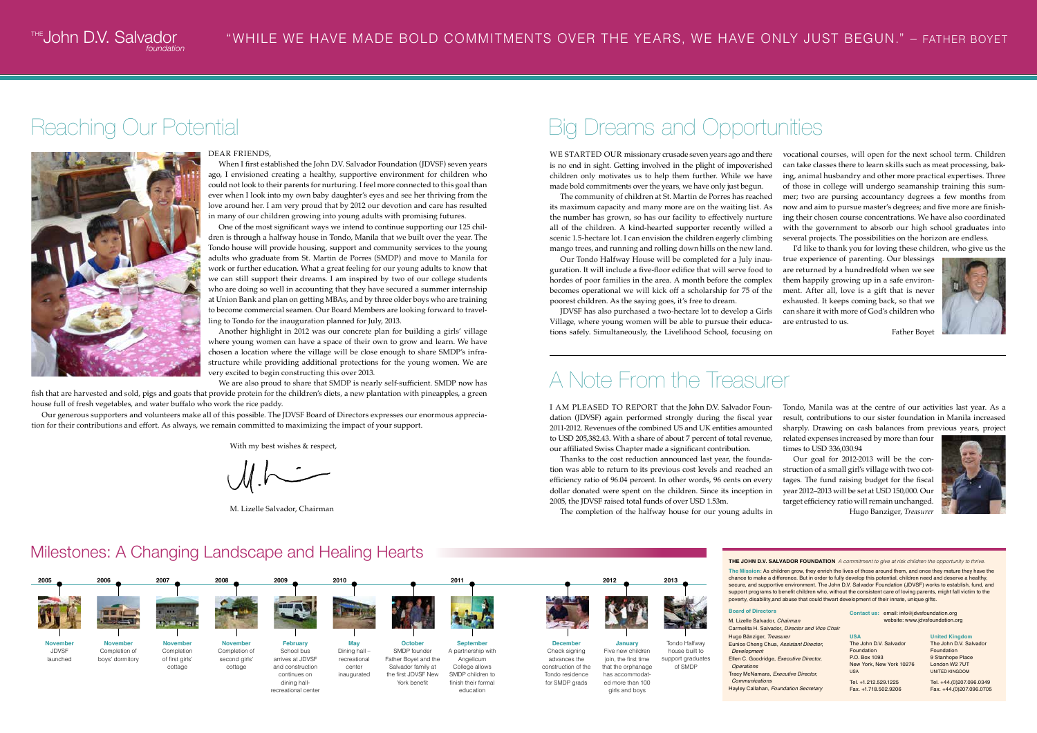THE John D.V. Salvador *foundation*

"WHILE WE HAVE MADE BOLD COMMITMENTS OVER THE YEARS, WE HAVE ONLY JUST BEGUN." – FATHER BOYET

# Reaching Our Potential

DEAR FRIENDS,

When I first established the John D.V. Salvador Foundation (JDVSF) seven years ago, I envisioned creating a healthy, supportive environment for children who could not look to their parents for nurturing. I feel more connected to this goal than ever when I look into my own baby daughter's eyes and see her thriving from the love around her. I am very proud that by 2012 our devotion and care has resulted in many of our children growing into young adults with promising futures.

One of the most significant ways we intend to continue supporting our 125 children is through a halfway house in Tondo, Manila that we built over the year. The Tondo house will provide housing, support and community services to the young adults who graduate from St. Martin de Porres (SMDP) and move to Manila for work or further education. What a great feeling for our young adults to know that we can still support their dreams. I am inspired by two of our college students who are doing so well in accounting that they have secured a summer internship at Union Bank and plan on getting MBAs, and by three older boys who are training to become commercial seamen. Our Board Members are looking forward to travelling to Tondo for the inauguration planned for July, 2013.

Another highlight in 2012 was our concrete plan for building a girls' village where young women can have a space of their own to grow and learn. We have chosen a location where the village will be close enough to share SMDP's infrastructure while providing additional protections for the young women. We are very excited to begin constructing this over 2013.

We are also proud to share that SMDP is nearly self-sufficient. SMDP now has fish that are harvested and sold, pigs and goats that provide protein for the children's diets, a new plantation with pineapples, a green house full of fresh vegetables, and water buffalo who work the rice paddy.

Our generous supporters and volunteers make all of this possible. The JDVSF Board of Directors expresses our enormous appreciation for their contributions and effort. As always, we remain committed to maximizing the impact of your support.

With my best wishes & respect,

M. Lizelle Salvador, Chairman

# Big Dreams and Opportunities

WE STARTED OUR missionary crusade seven years ago and there is no end in sight. Getting involved in the plight of impoverished children only motivates us to help them further. While we have made bold commitments over the years, we have only just begun.

The community of children at St. Martin de Porres has reached its maximum capacity and many more are on the waiting list. As the number has grown, so has our facility to effectively nurture all of the children. A kind-hearted supporter recently willed a scenic 1.5-hectare lot. I can envision the children eagerly climbing mango trees, and running and rolling down hills on the new land.

Our Tondo Halfway House will be completed for a July inauguration. It will include a five-floor edifice that will serve food to hordes of poor families in the area. A month before the complex becomes operational we will kick off a scholarship for 75 of the poorest children. As the saying goes, it's free to dream.

JDVSF has also purchased a two-hectare lot to develop a Girls Village, where young women will be able to pursue their educations safely. Simultaneously, the Livelihood School, focusing on vocational courses, will open for the next school term. Children can take classes there to learn skills such as meat processing, baking, animal husbandry and other more practical expertises. Three of those in college will undergo seamanship training this summer; two are pursing accountancy degrees a few months from now and aim to pursue master's degrees; and five more are finishing their chosen course concentrations. We have also coordinated with the government to absorb our high school graduates into several projects. The possibilities on the horizon are endless.

I'd like to thank you for loving these children, who give us the true experience of parenting. Our blessings are returned by a hundredfold when we see them happily growing up in a safe environment. After all, love is a gift that is never exhausted. It keeps coming back, so that we can share it with more of God's children who are entrusted to us.

Father Boyet

# A Note From the Treasurer

I AM PLEASED TO REPORT that the John D.V. Salvador Foundation (JDVSF) again performed strongly during the fiscal year 2011-2012. Revenues of the combined US and UK entities amounted to USD 205,382.43. With a share of about 7 percent of total revenue, our affiliated Swiss Chapter made a significant contribution.

Thanks to the cost reduction announced last year, the foundation was able to return to its previous cost levels and reached an efficiency ratio of 96.04 percent. In other words, 96 cents on every dollar donated were spent on the children. Since its inception in 2005, the JDVSF raised total funds of over USD 1.53m.

The completion of the halfway house for our young adults in Tondo, Manila was at the centre of our activities last year. As a result, contributions to our sister foundation in Manila increased sharply. Drawing on cash balances from previous years, project related expenses increased by more than four times to USD 336,030.94

Our goal for 2012-2013 will be the construction of a small girl's village with two cottages. The fund raising budget for the fiscal year 2012–2013 will be set at USD 150,000. Our target efficiency ratio will remain unchanged.

Hugo Banziger, *Treasurer*

## Milestones: A Changing Landscape and Healing Hearts

- **2005 – November:** JDVSF launched
- **2006 – November:** Completion of boys' dormitory
- **2007 – November:** Completion of first girls' cottage
- **2008 – November:** Completion of second girls' cottage
- **2009 – February:** School bus arrives at JDVSF and construction continues on dining hall-recreational center
- **2010 – May:** Dining hall – recreational center inaugurated
- **October:** SMDP founder Father Boyet and the Salvador family at the first JDVSF New York benefit
- **2011 – September:** A partnership with Angelicum College allows SMDP children to finish their formal education
- **December:** Check signing advances the construction of the Tondo residence for SMDP grads
- **2012 – January:** Five new children join, the first time that the orphanage has accommodated more than 100 girls and boys
- **2013:** Tondo Halfway house built to support graduates of SMDP

**THE JOHN D.V. SALVADOR FOUNDATION** *A commitment to give at risk children the opportunity to thrive.*

**The Mission:** As children grow, they enrich the lives of those around them, and once they mature they have the chance to make a difference. But in order to fully develop this potential, children need and deserve a healthy, secure, and supportive environment. The John D.V. Salvador Foundation (JDVSF) works to establish, fund, and support programs to benefit children who, without the consistent care of loving parents, might fall victim to the poverty, disability,and abuse that could thwart development of their innate, unique gifts.

**Board of Directors**

M. Lizelle Salvador, *Chairman*
Carmelita H. Salvador, *Director and Vice Chair*
Hugo Bänziger, *Treasurer*
Eunice Cheng Chua, *Assistant Director, Development*
Ellen C. Goodridge, *Executive Director, Operations*
Tracy McNamara, *Executive Director, Communications*
Hayley Callahan, *Foundation Secretary*

**Contact us:** email: info@jdvsfoundation.org
website: www.jdvsfoundation.org

**USA**
The John D.V. Salvador Foundation
P.O. Box 1093
New York, New York 10276
USA
Tel. +1.212.529.1225
Fax. +1.718.502.9206

**United Kingdom**
The John D.V. Salvador Foundation
9 Stanhope Place
London W2 7UT
UNITED KINGDOM
Tel. +44.(0)207.096.0349
Fax. +44.(0)207.096.0705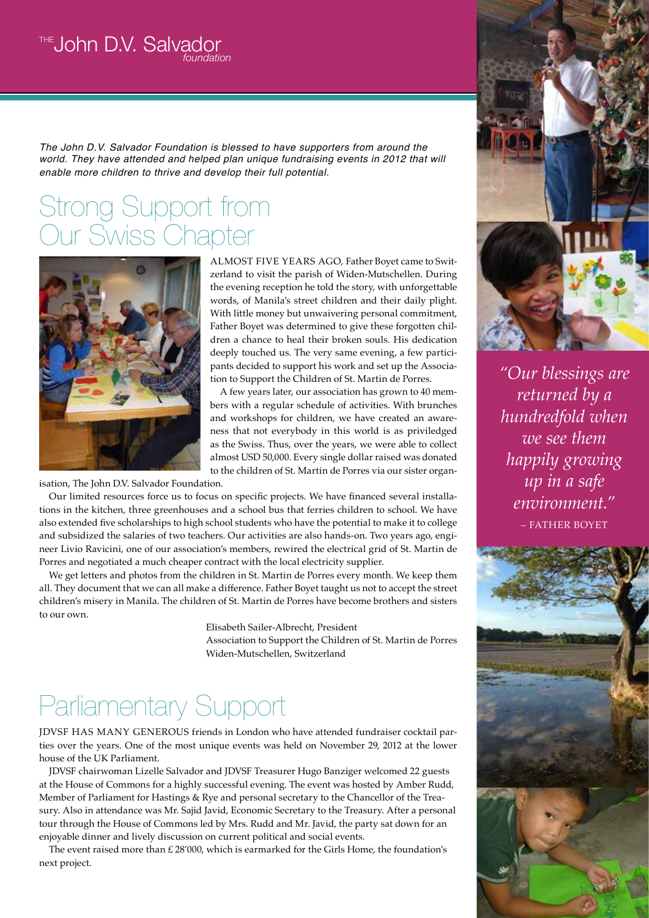*The John D.V. Salvador Foundation is blessed to have supporters from around the world. They have attended and helped plan unique fundraising events in 2012 that will enable more children to thrive and develop their full potential.*

# Strong Support from Our Swiss Chapter

ALMOST FIVE YEARS AGO, Father Boyet came to Switzerland to visit the parish of Widen-Mutschellen. During the evening reception he told the story, with unforgettable words, of Manila's street children and their daily plight. With little money but unwaivering personal commitment, Father Boyet was determined to give these forgotten children a chance to heal their broken souls. His dedication deeply touched us. The very same evening, a few participants decided to support his work and set up the Association to Support the Children of St. Martin de Porres.

A few years later, our association has grown to 40 members with a regular schedule of activities. With brunches and workshops for children, we have created an awareness that not everybody in this world is as priviledged as the Swiss. Thus, over the years, we were able to collect almost USD 50,000. Every single dollar raised was donated to the children of St. Martin de Porres via our sister organisation, The John D.V. Salvador Foundation.

Our limited resources force us to focus on specific projects. We have financed several installations in the kitchen, three greenhouses and a school bus that ferries children to school. We have also extended five scholarships to high school students who have the potential to make it to college and subsidized the salaries of two teachers. Our activities are also hands-on. Two years ago, engineer Livio Ravicini, one of our association's members, rewired the electrical grid of St. Martin de Porres and negotiated a much cheaper contract with the local electricity supplier.

We get letters and photos from the children in St. Martin de Porres every month. We keep them all. They document that we can all make a difference. Father Boyet taught us not to accept the street children's misery in Manila. The children of St. Martin de Porres have become brothers and sisters to our own.

Elisabeth Sailer-Albrecht, President
Association to Support the Children of St. Martin de Porres
Widen-Mutschellen, Switzerland

*"Our blessings are returned by a hundredfold when we see them happily growing up in a safe environment."*
– FATHER BOYET

# Parliamentary Support

JDVSF HAS MANY GENEROUS friends in London who have attended fundraiser cocktail parties over the years. One of the most unique events was held on November 29, 2012 at the lower house of the UK Parliament.

JDVSF chairwoman Lizelle Salvador and JDVSF Treasurer Hugo Banziger welcomed 22 guests at the House of Commons for a highly successful evening. The event was hosted by Amber Rudd, Member of Parliament for Hastings & Rye and personal secretary to the Chancellor of the Treasury. Also in attendance was Mr. Sajid Javid, Economic Secretary to the Treasury. After a personal tour through the House of Commons led by Mrs. Rudd and Mr. Javid, the party sat down for an enjoyable dinner and lively discussion on current political and social events.

The event raised more than £ 28'000, which is earmarked for the Girls Home, the foundation's next project.